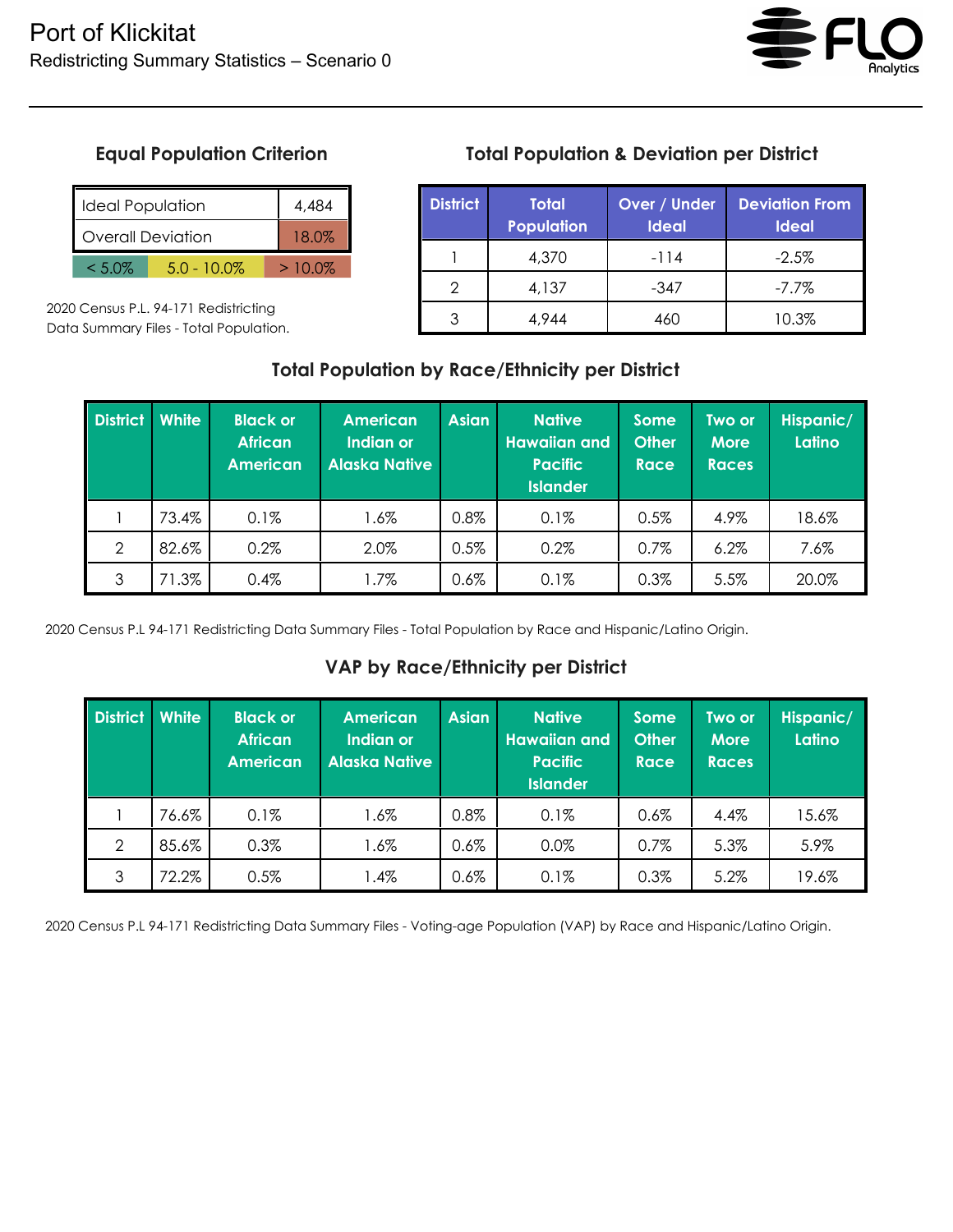# Port of Klickitat

Redistricting Summary Statistics – Scenario 0

### Equal Population Criterion

| Ideal Population | 4,484 |
|---|---|
| Overall Deviation | 18.0% |

| < 5.0% | 5.0 - 10.0% | > 10.0% |
|---|---|---|

2020 Census P.L. 94-171 Redistricting Data Summary Files - Total Population.

### Total Population & Deviation per District

| District | Total Population | Over / Under Ideal | Deviation From Ideal |
|---|---|---|---|
| 1 | 4,370 | -114 | -2.5% |
| 2 | 4,137 | -347 | -7.7% |
| 3 | 4,944 | 460 | 10.3% |

### Total Population by Race/Ethnicity per District

| District | White | Black or African American | American Indian or Alaska Native | Asian | Native Hawaiian and Pacific Islander | Some Other Race | Two or More Races | Hispanic/ Latino |
|---|---|---|---|---|---|---|---|---|
| 1 | 73.4% | 0.1% | 1.6% | 0.8% | 0.1% | 0.5% | 4.9% | 18.6% |
| 2 | 82.6% | 0.2% | 2.0% | 0.5% | 0.2% | 0.7% | 6.2% | 7.6% |
| 3 | 71.3% | 0.4% | 1.7% | 0.6% | 0.1% | 0.3% | 5.5% | 20.0% |

2020 Census P.L 94-171 Redistricting Data Summary Files - Total Population by Race and Hispanic/Latino Origin.

### VAP by Race/Ethnicity per District

| District | White | Black or African American | American Indian or Alaska Native | Asian | Native Hawaiian and Pacific Islander | Some Other Race | Two or More Races | Hispanic/ Latino |
|---|---|---|---|---|---|---|---|---|
| 1 | 76.6% | 0.1% | 1.6% | 0.8% | 0.1% | 0.6% | 4.4% | 15.6% |
| 2 | 85.6% | 0.3% | 1.6% | 0.6% | 0.0% | 0.7% | 5.3% | 5.9% |
| 3 | 72.2% | 0.5% | 1.4% | 0.6% | 0.1% | 0.3% | 5.2% | 19.6% |

2020 Census P.L 94-171 Redistricting Data Summary Files - Voting-age Population (VAP) by Race and Hispanic/Latino Origin.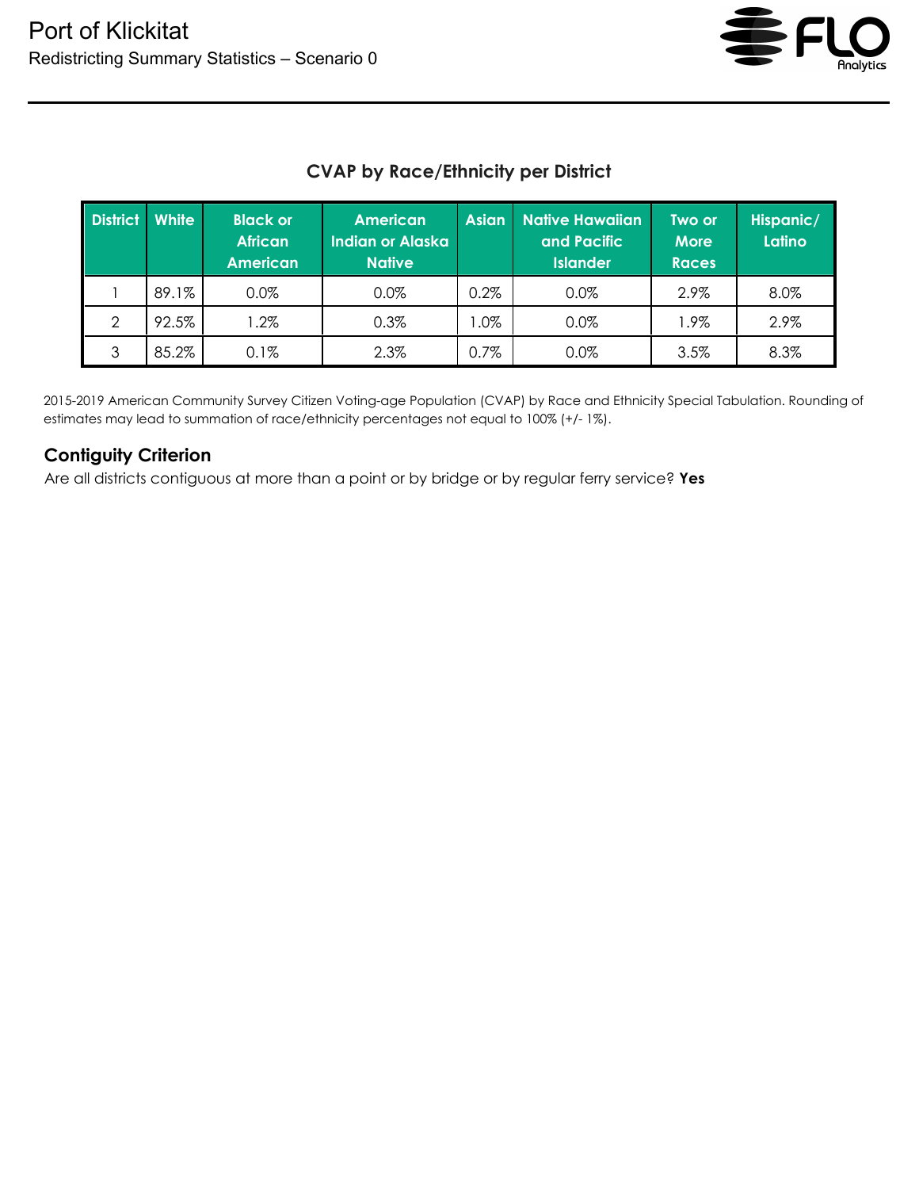# Port of Klickitat

Redistricting Summary Statistics – Scenario 0

## CVAP by Race/Ethnicity per District

| District | White | Black or African American | American Indian or Alaska Native | Asian | Native Hawaiian and Pacific Islander | Two or More Races | Hispanic/ Latino |
|---|---|---|---|---|---|---|---|
| 1 | 89.1% | 0.0% | 0.0% | 0.2% | 0.0% | 2.9% | 8.0% |
| 2 | 92.5% | 1.2% | 0.3% | 1.0% | 0.0% | 1.9% | 2.9% |
| 3 | 85.2% | 0.1% | 2.3% | 0.7% | 0.0% | 3.5% | 8.3% |

2015-2019 American Community Survey Citizen Voting-age Population (CVAP) by Race and Ethnicity Special Tabulation. Rounding of estimates may lead to summation of race/ethnicity percentages not equal to 100% (+/- 1%).

### Contiguity Criterion

Are all districts contiguous at more than a point or by bridge or by regular ferry service? **Yes**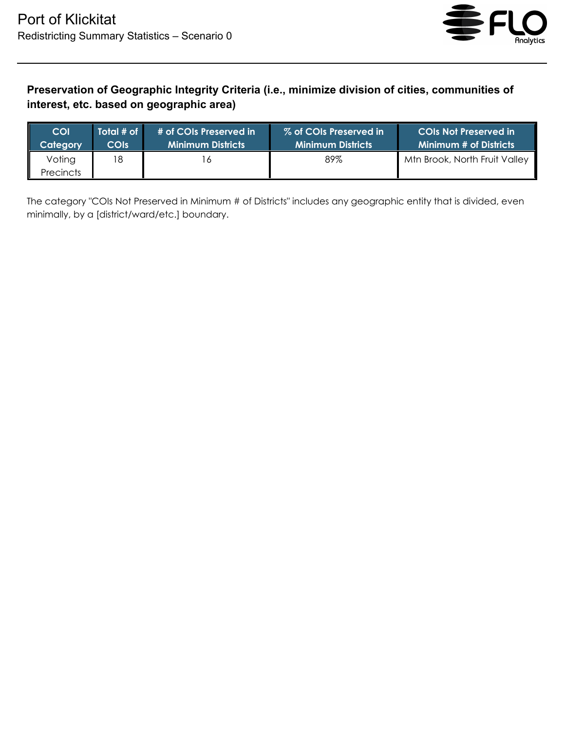# Port of Klickitat

Redistricting Summary Statistics – Scenario 0

**Preservation of Geographic Integrity Criteria (i.e., minimize division of cities, communities of interest, etc. based on geographic area)**

| COI Category | Total # of COIs | # of COIs Preserved in Minimum Districts | % of COIs Preserved in Minimum Districts | COIs Not Preserved in Minimum # of Districts |
|---|---|---|---|---|
| Voting Precincts | 18 | 16 | 89% | Mtn Brook, North Fruit Valley |

The category "COIs Not Preserved in Minimum # of Districts" includes any geographic entity that is divided, even minimally, by a [district/ward/etc.] boundary.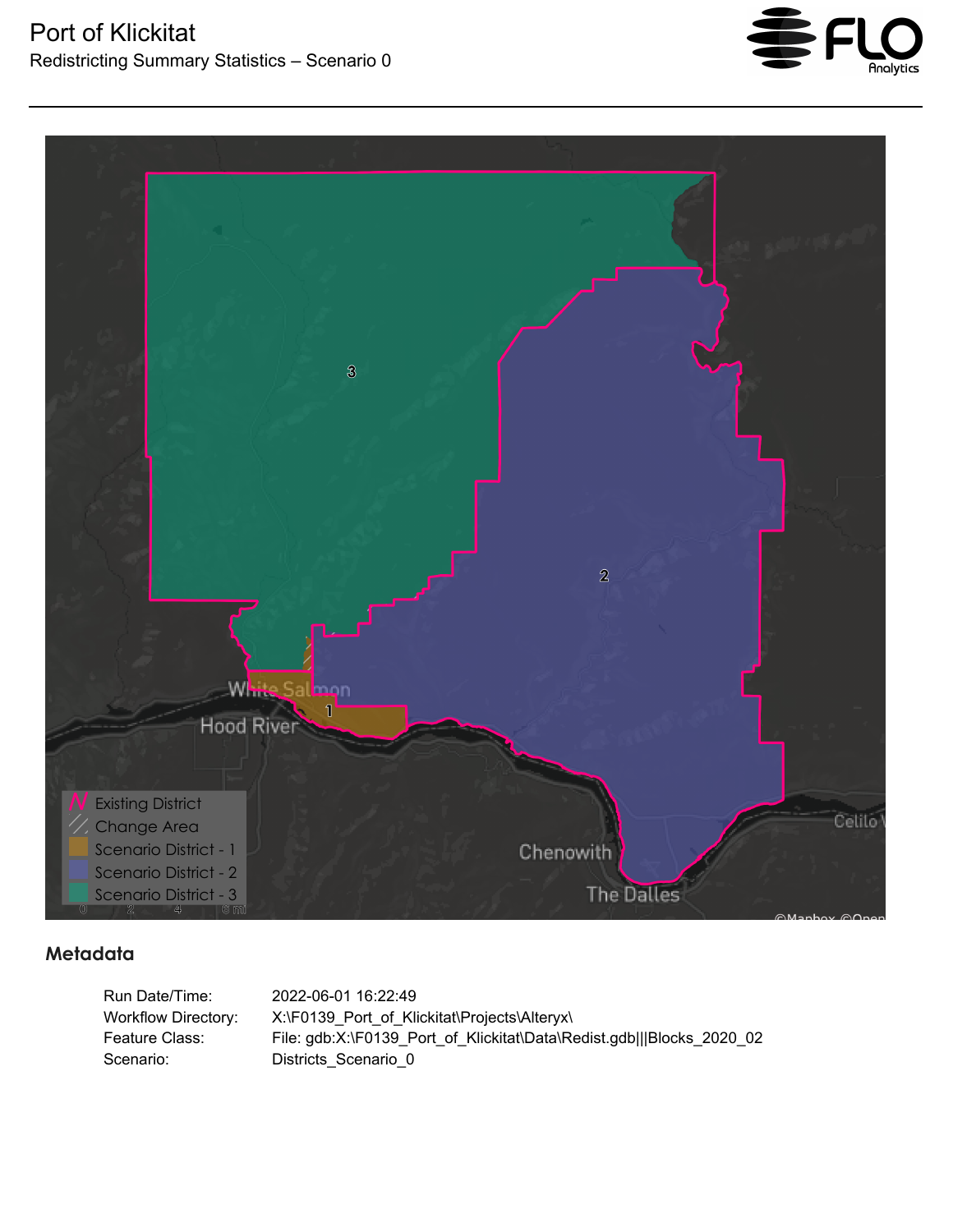# Port of Klickitat

Redistricting Summary Statistics – Scenario 0

3

2

1

White Salmon

Hood River

Chenowith

The Dalles

Celilo

Existing District

Change Area

Scenario District - 1

Scenario District - 2

Scenario District - 3

0 2 4 6 mi

©Mapbox ©Open

## Metadata

| | |
|---|---|
| Run Date/Time: | 2022-06-01 16:22:49 |
| Workflow Directory: | X:\F0139_Port_of_Klickitat\Projects\Alteryx\ |
| Feature Class: | File: gdb:X:\F0139_Port_of_Klickitat\Data\Redist.gdb\|\|\|Blocks_2020_02 |
| Scenario: | Districts_Scenario_0 |